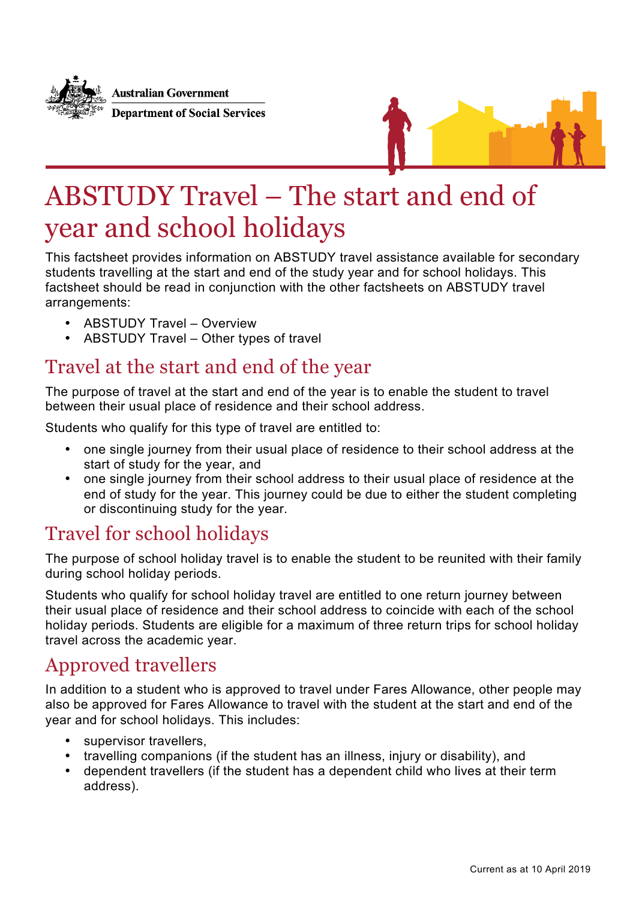Australian Government

Department of Social Services

# ABSTUDY Travel – The start and end of year and school holidays

This factsheet provides information on ABSTUDY travel assistance available for secondary students travelling at the start and end of the study year and for school holidays. This factsheet should be read in conjunction with the other factsheets on ABSTUDY travel arrangements:

- ABSTUDY Travel – Overview
- ABSTUDY Travel – Other types of travel

## Travel at the start and end of the year

The purpose of travel at the start and end of the year is to enable the student to travel between their usual place of residence and their school address.

Students who qualify for this type of travel are entitled to:

- one single journey from their usual place of residence to their school address at the start of study for the year, and
- one single journey from their school address to their usual place of residence at the end of study for the year. This journey could be due to either the student completing or discontinuing study for the year.

## Travel for school holidays

The purpose of school holiday travel is to enable the student to be reunited with their family during school holiday periods.

Students who qualify for school holiday travel are entitled to one return journey between their usual place of residence and their school address to coincide with each of the school holiday periods. Students are eligible for a maximum of three return trips for school holiday travel across the academic year.

## Approved travellers

In addition to a student who is approved to travel under Fares Allowance, other people may also be approved for Fares Allowance to travel with the student at the start and end of the year and for school holidays. This includes:

- supervisor travellers,
- travelling companions (if the student has an illness, injury or disability), and
- dependent travellers (if the student has a dependent child who lives at their term address).

Current as at 10 April 2019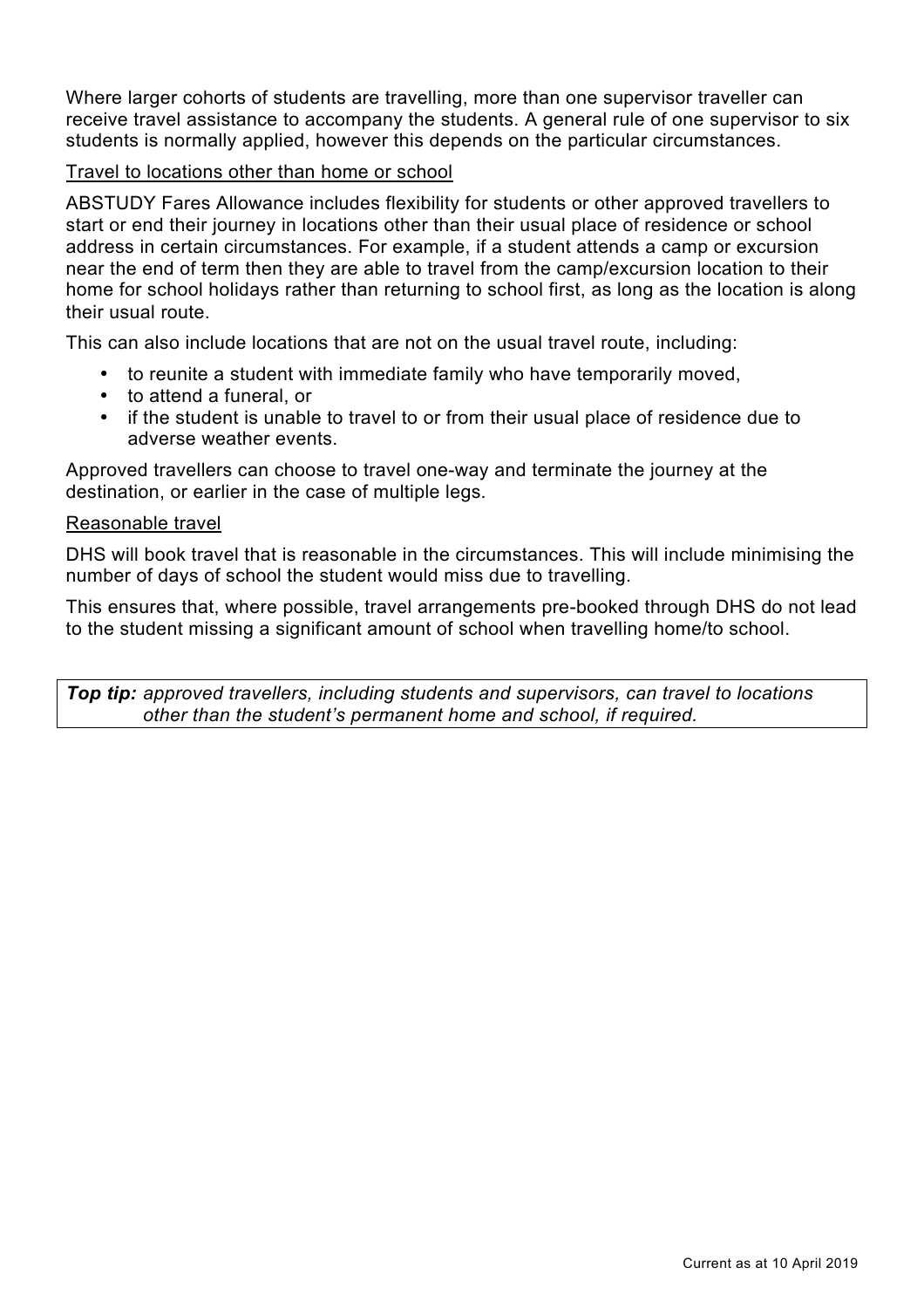Where larger cohorts of students are travelling, more than one supervisor traveller can receive travel assistance to accompany the students. A general rule of one supervisor to six students is normally applied, however this depends on the particular circumstances.

<u>Travel to locations other than home or school</u>

ABSTUDY Fares Allowance includes flexibility for students or other approved travellers to start or end their journey in locations other than their usual place of residence or school address in certain circumstances. For example, if a student attends a camp or excursion near the end of term then they are able to travel from the camp/excursion location to their home for school holidays rather than returning to school first, as long as the location is along their usual route.

This can also include locations that are not on the usual travel route, including:

- to reunite a student with immediate family who have temporarily moved,
- to attend a funeral, or
- if the student is unable to travel to or from their usual place of residence due to adverse weather events.

Approved travellers can choose to travel one-way and terminate the journey at the destination, or earlier in the case of multiple legs.

<u>Reasonable travel</u>

DHS will book travel that is reasonable in the circumstances. This will include minimising the number of days of school the student would miss due to travelling.

This ensures that, where possible, travel arrangements pre-booked through DHS do not lead to the student missing a significant amount of school when travelling home/to school.

***Top tip:*** *approved travellers, including students and supervisors, can travel to locations other than the student's permanent home and school, if required.*

Current as at 10 April 2019